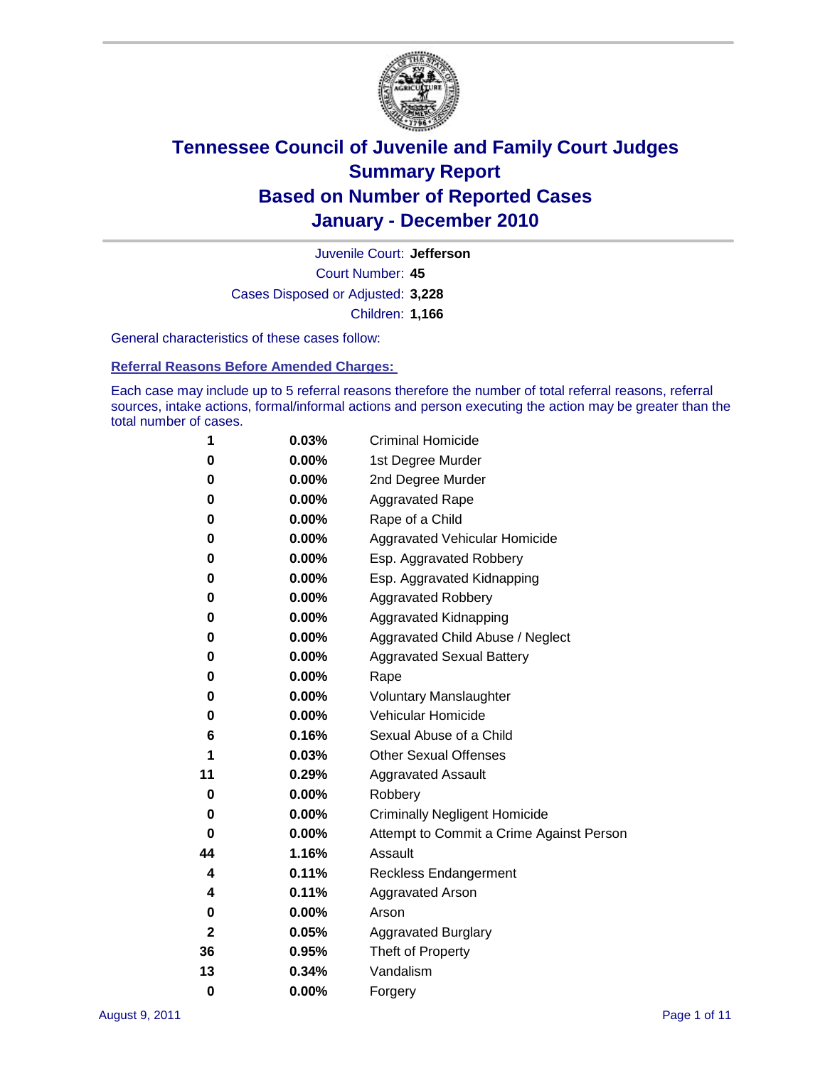# Tennessee Council of Juvenile and Family Court Judges
## Summary Report
## Based on Number of Reported Cases
## January - December 2010

Juvenile Court: **Jefferson**
Court Number: **45**
Cases Disposed or Adjusted: **3,228**
Children: **1,166**

General characteristics of these cases follow:

### Referral Reasons Before Amended Charges:

Each case may include up to 5 referral reasons therefore the number of total referral reasons, referral sources, intake actions, formal/informal actions and person executing the action may be greater than the total number of cases.

| Count | Percent | Referral Reason |
|---|---|---|
| 1 | 0.03% | Criminal Homicide |
| 0 | 0.00% | 1st Degree Murder |
| 0 | 0.00% | 2nd Degree Murder |
| 0 | 0.00% | Aggravated Rape |
| 0 | 0.00% | Rape of a Child |
| 0 | 0.00% | Aggravated Vehicular Homicide |
| 0 | 0.00% | Esp. Aggravated Robbery |
| 0 | 0.00% | Esp. Aggravated Kidnapping |
| 0 | 0.00% | Aggravated Robbery |
| 0 | 0.00% | Aggravated Kidnapping |
| 0 | 0.00% | Aggravated Child Abuse / Neglect |
| 0 | 0.00% | Aggravated Sexual Battery |
| 0 | 0.00% | Rape |
| 0 | 0.00% | Voluntary Manslaughter |
| 0 | 0.00% | Vehicular Homicide |
| 6 | 0.16% | Sexual Abuse of a Child |
| 1 | 0.03% | Other Sexual Offenses |
| 11 | 0.29% | Aggravated Assault |
| 0 | 0.00% | Robbery |
| 0 | 0.00% | Criminally Negligent Homicide |
| 0 | 0.00% | Attempt to Commit a Crime Against Person |
| 44 | 1.16% | Assault |
| 4 | 0.11% | Reckless Endangerment |
| 4 | 0.11% | Aggravated Arson |
| 0 | 0.00% | Arson |
| 2 | 0.05% | Aggravated Burglary |
| 36 | 0.95% | Theft of Property |
| 13 | 0.34% | Vandalism |
| 0 | 0.00% | Forgery |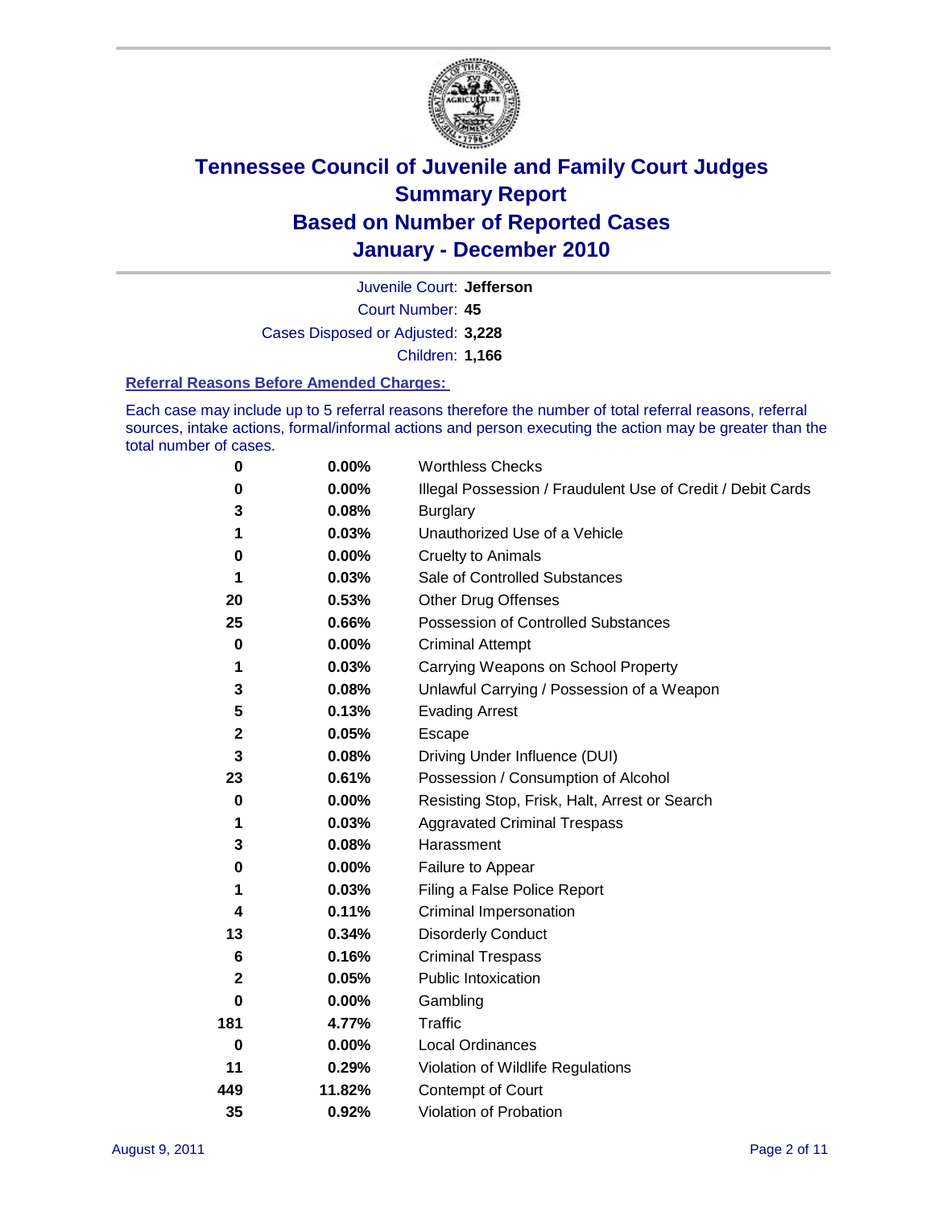# Tennessee Council of Juvenile and Family Court Judges
# Summary Report
# Based on Number of Reported Cases
# January - December 2010

Juvenile Court: **Jefferson**

Court Number: **45**

Cases Disposed or Adjusted: **3,228**

Children: **1,166**

### Referral Reasons Before Amended Charges:

Each case may include up to 5 referral reasons therefore the number of total referral reasons, referral sources, intake actions, formal/informal actions and person executing the action may be greater than the total number of cases.

| Count | Percent | Referral Reason |
|---|---|---|
| 0 | 0.00% | Worthless Checks |
| 0 | 0.00% | Illegal Possession / Fraudulent Use of Credit / Debit Cards |
| 3 | 0.08% | Burglary |
| 1 | 0.03% | Unauthorized Use of a Vehicle |
| 0 | 0.00% | Cruelty to Animals |
| 1 | 0.03% | Sale of Controlled Substances |
| 20 | 0.53% | Other Drug Offenses |
| 25 | 0.66% | Possession of Controlled Substances |
| 0 | 0.00% | Criminal Attempt |
| 1 | 0.03% | Carrying Weapons on School Property |
| 3 | 0.08% | Unlawful Carrying / Possession of a Weapon |
| 5 | 0.13% | Evading Arrest |
| 2 | 0.05% | Escape |
| 3 | 0.08% | Driving Under Influence (DUI) |
| 23 | 0.61% | Possession / Consumption of Alcohol |
| 0 | 0.00% | Resisting Stop, Frisk, Halt, Arrest or Search |
| 1 | 0.03% | Aggravated Criminal Trespass |
| 3 | 0.08% | Harassment |
| 0 | 0.00% | Failure to Appear |
| 1 | 0.03% | Filing a False Police Report |
| 4 | 0.11% | Criminal Impersonation |
| 13 | 0.34% | Disorderly Conduct |
| 6 | 0.16% | Criminal Trespass |
| 2 | 0.05% | Public Intoxication |
| 0 | 0.00% | Gambling |
| 181 | 4.77% | Traffic |
| 0 | 0.00% | Local Ordinances |
| 11 | 0.29% | Violation of Wildlife Regulations |
| 449 | 11.82% | Contempt of Court |
| 35 | 0.92% | Violation of Probation |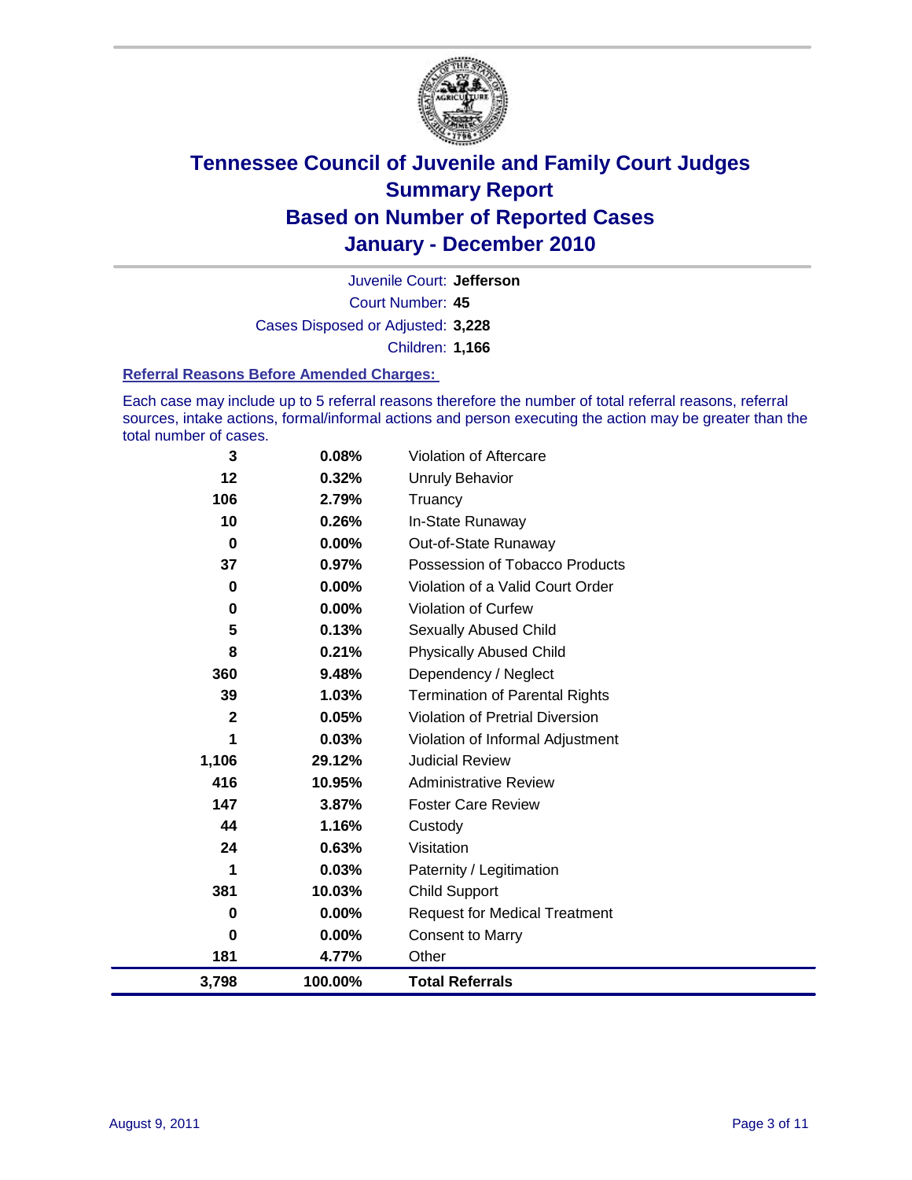# Tennessee Council of Juvenile and Family Court Judges
## Summary Report
## Based on Number of Reported Cases
## January - December 2010

Juvenile Court: **Jefferson**
Court Number: **45**
Cases Disposed or Adjusted: **3,228**
Children: **1,166**

### Referral Reasons Before Amended Charges:

Each case may include up to 5 referral reasons therefore the number of total referral reasons, referral sources, intake actions, formal/informal actions and person executing the action may be greater than the total number of cases.

| Count | Percent | Referral Reason |
|---|---|---|
| 3 | 0.08% | Violation of Aftercare |
| 12 | 0.32% | Unruly Behavior |
| 106 | 2.79% | Truancy |
| 10 | 0.26% | In-State Runaway |
| 0 | 0.00% | Out-of-State Runaway |
| 37 | 0.97% | Possession of Tobacco Products |
| 0 | 0.00% | Violation of a Valid Court Order |
| 0 | 0.00% | Violation of Curfew |
| 5 | 0.13% | Sexually Abused Child |
| 8 | 0.21% | Physically Abused Child |
| 360 | 9.48% | Dependency / Neglect |
| 39 | 1.03% | Termination of Parental Rights |
| 2 | 0.05% | Violation of Pretrial Diversion |
| 1 | 0.03% | Violation of Informal Adjustment |
| 1,106 | 29.12% | Judicial Review |
| 416 | 10.95% | Administrative Review |
| 147 | 3.87% | Foster Care Review |
| 44 | 1.16% | Custody |
| 24 | 0.63% | Visitation |
| 1 | 0.03% | Paternity / Legitimation |
| 381 | 10.03% | Child Support |
| 0 | 0.00% | Request for Medical Treatment |
| 0 | 0.00% | Consent to Marry |
| 181 | 4.77% | Other |
| **3,798** | **100.00%** | **Total Referrals** |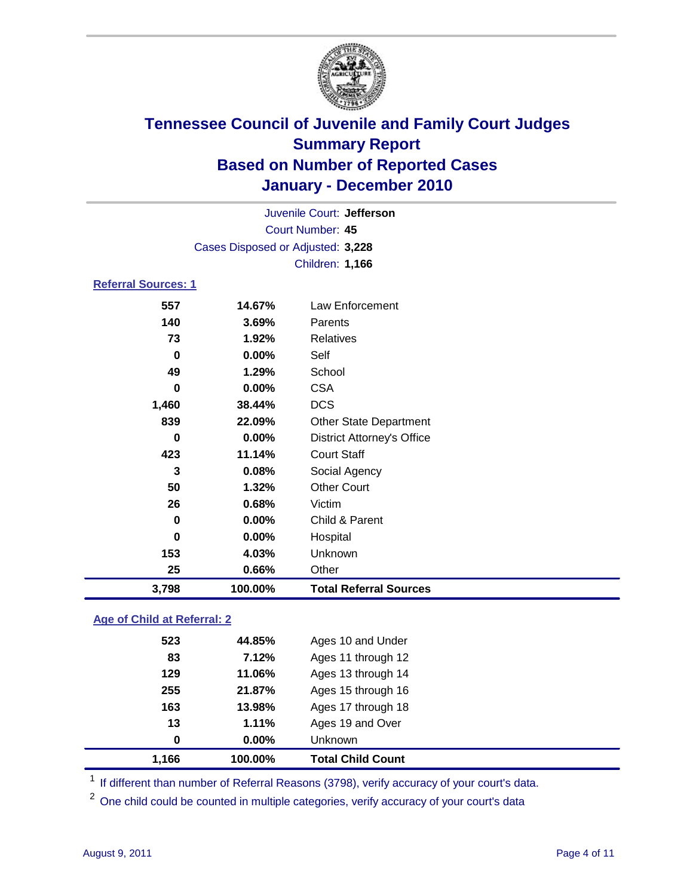# Tennessee Council of Juvenile and Family Court Judges
## Summary Report
## Based on Number of Reported Cases
## January - December 2010

Juvenile Court: **Jefferson**
Court Number: **45**
Cases Disposed or Adjusted: **3,228**
Children: **1,166**

### Referral Sources: 1

| Count | Percent | Source |
|---|---|---|
| 557 | 14.67% | Law Enforcement |
| 140 | 3.69% | Parents |
| 73 | 1.92% | Relatives |
| 0 | 0.00% | Self |
| 49 | 1.29% | School |
| 0 | 0.00% | CSA |
| 1,460 | 38.44% | DCS |
| 839 | 22.09% | Other State Department |
| 0 | 0.00% | District Attorney's Office |
| 423 | 11.14% | Court Staff |
| 3 | 0.08% | Social Agency |
| 50 | 1.32% | Other Court |
| 26 | 0.68% | Victim |
| 0 | 0.00% | Child & Parent |
| 0 | 0.00% | Hospital |
| 153 | 4.03% | Unknown |
| 25 | 0.66% | Other |
| **3,798** | **100.00%** | **Total Referral Sources** |

### Age of Child at Referral: 2

| Count | Percent | Age |
|---|---|---|
| 523 | 44.85% | Ages 10 and Under |
| 83 | 7.12% | Ages 11 through 12 |
| 129 | 11.06% | Ages 13 through 14 |
| 255 | 21.87% | Ages 15 through 16 |
| 163 | 13.98% | Ages 17 through 18 |
| 13 | 1.11% | Ages 19 and Over |
| 0 | 0.00% | Unknown |
| **1,166** | **100.00%** | **Total Child Count** |

[1] If different than number of Referral Reasons (3798), verify accuracy of your court's data.

[2] One child could be counted in multiple categories, verify accuracy of your court's data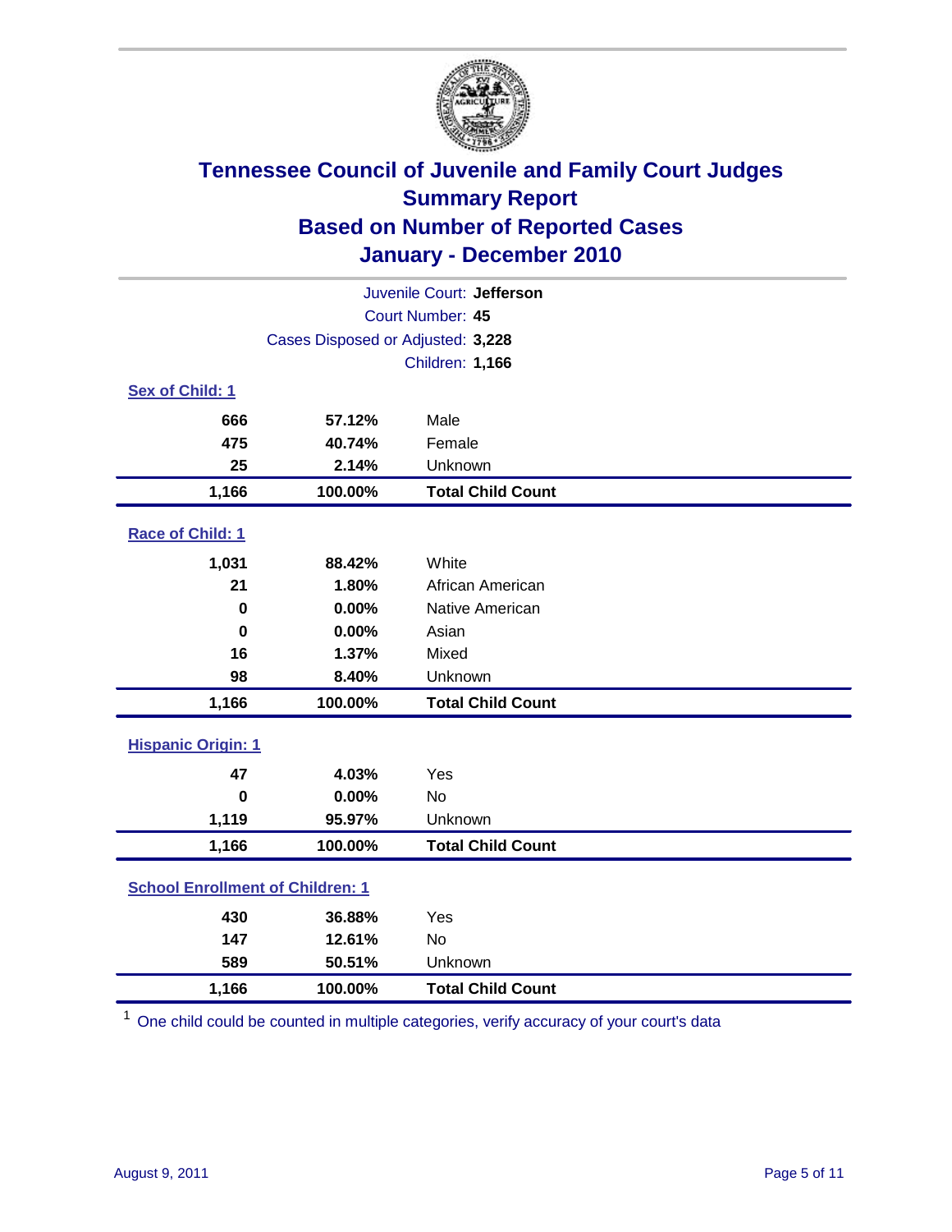# Tennessee Council of Juvenile and Family Court Judges
## Summary Report
## Based on Number of Reported Cases
## January - December 2010

Juvenile Court: **Jefferson**
Court Number: **45**
Cases Disposed or Adjusted: **3,228**
Children: **1,166**

### Sex of Child: 1

| | | |
|---|---|---|
| 666 | 57.12% | Male |
| 475 | 40.74% | Female |
| 25 | 2.14% | Unknown |
| **1,166** | **100.00%** | **Total Child Count** |

### Race of Child: 1

| | | |
|---|---|---|
| 1,031 | 88.42% | White |
| 21 | 1.80% | African American |
| 0 | 0.00% | Native American |
| 0 | 0.00% | Asian |
| 16 | 1.37% | Mixed |
| 98 | 8.40% | Unknown |
| **1,166** | **100.00%** | **Total Child Count** |

### Hispanic Origin: 1

| | | |
|---|---|---|
| 47 | 4.03% | Yes |
| 0 | 0.00% | No |
| 1,119 | 95.97% | Unknown |
| **1,166** | **100.00%** | **Total Child Count** |

### School Enrollment of Children: 1

| | | |
|---|---|---|
| 430 | 36.88% | Yes |
| 147 | 12.61% | No |
| 589 | 50.51% | Unknown |
| **1,166** | **100.00%** | **Total Child Count** |

[1] One child could be counted in multiple categories, verify accuracy of your court's data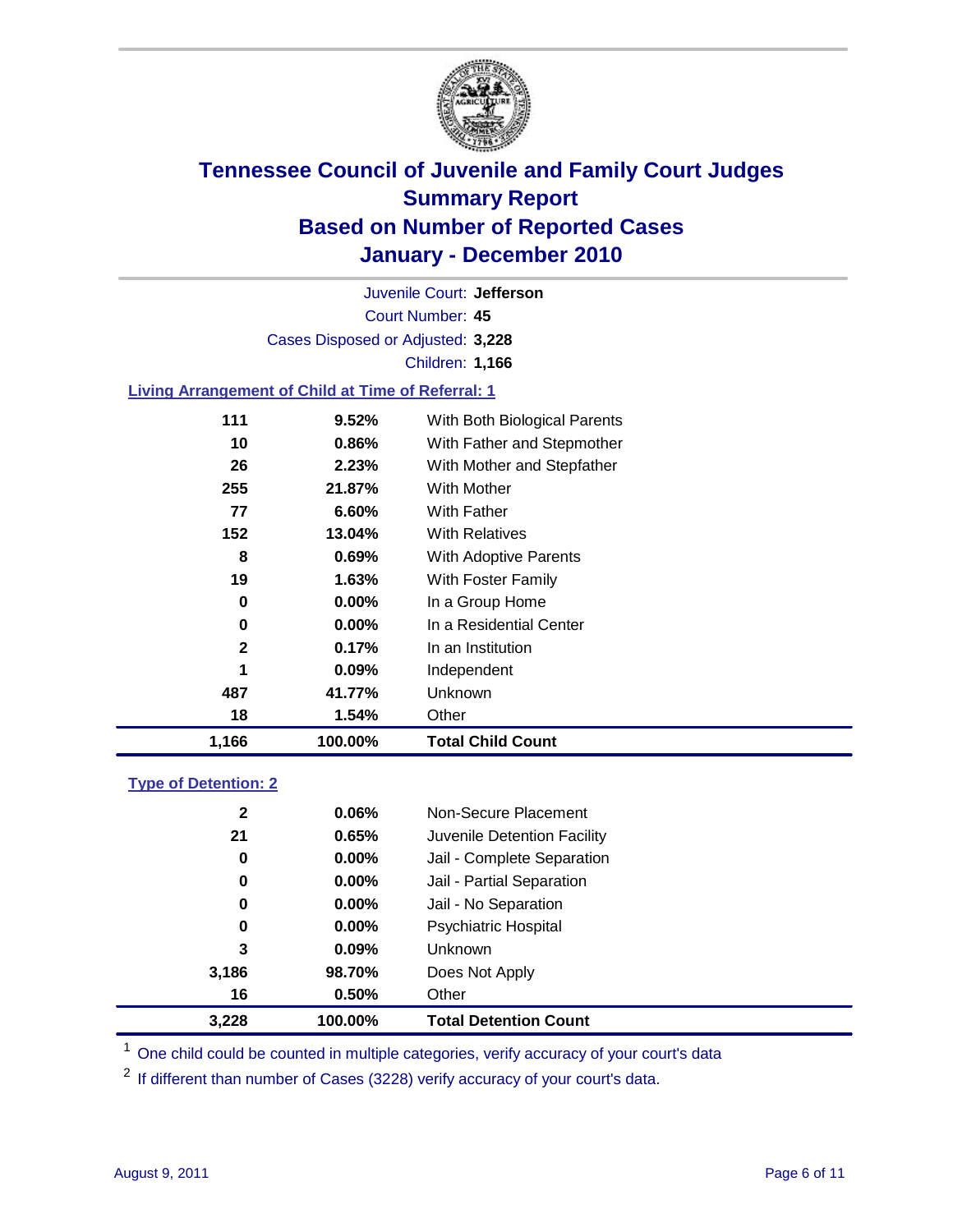# Tennessee Council of Juvenile and Family Court Judges
## Summary Report
## Based on Number of Reported Cases
## January - December 2010

Juvenile Court: **Jefferson**

Court Number: **45**

Cases Disposed or Adjusted: **3,228**

Children: **1,166**

### Living Arrangement of Child at Time of Referral: 1

| | | |
|---|---|---|
| 111 | 9.52% | With Both Biological Parents |
| 10 | 0.86% | With Father and Stepmother |
| 26 | 2.23% | With Mother and Stepfather |
| 255 | 21.87% | With Mother |
| 77 | 6.60% | With Father |
| 152 | 13.04% | With Relatives |
| 8 | 0.69% | With Adoptive Parents |
| 19 | 1.63% | With Foster Family |
| 0 | 0.00% | In a Group Home |
| 0 | 0.00% | In a Residential Center |
| 2 | 0.17% | In an Institution |
| 1 | 0.09% | Independent |
| 487 | 41.77% | Unknown |
| 18 | 1.54% | Other |
| **1,166** | **100.00%** | **Total Child Count** |

### Type of Detention: 2

| | | |
|---|---|---|
| 2 | 0.06% | Non-Secure Placement |
| 21 | 0.65% | Juvenile Detention Facility |
| 0 | 0.00% | Jail - Complete Separation |
| 0 | 0.00% | Jail - Partial Separation |
| 0 | 0.00% | Jail - No Separation |
| 0 | 0.00% | Psychiatric Hospital |
| 3 | 0.09% | Unknown |
| 3,186 | 98.70% | Does Not Apply |
| 16 | 0.50% | Other |
| **3,228** | **100.00%** | **Total Detention Count** |

[1] One child could be counted in multiple categories, verify accuracy of your court's data

[2] If different than number of Cases (3228) verify accuracy of your court's data.

August 9, 2011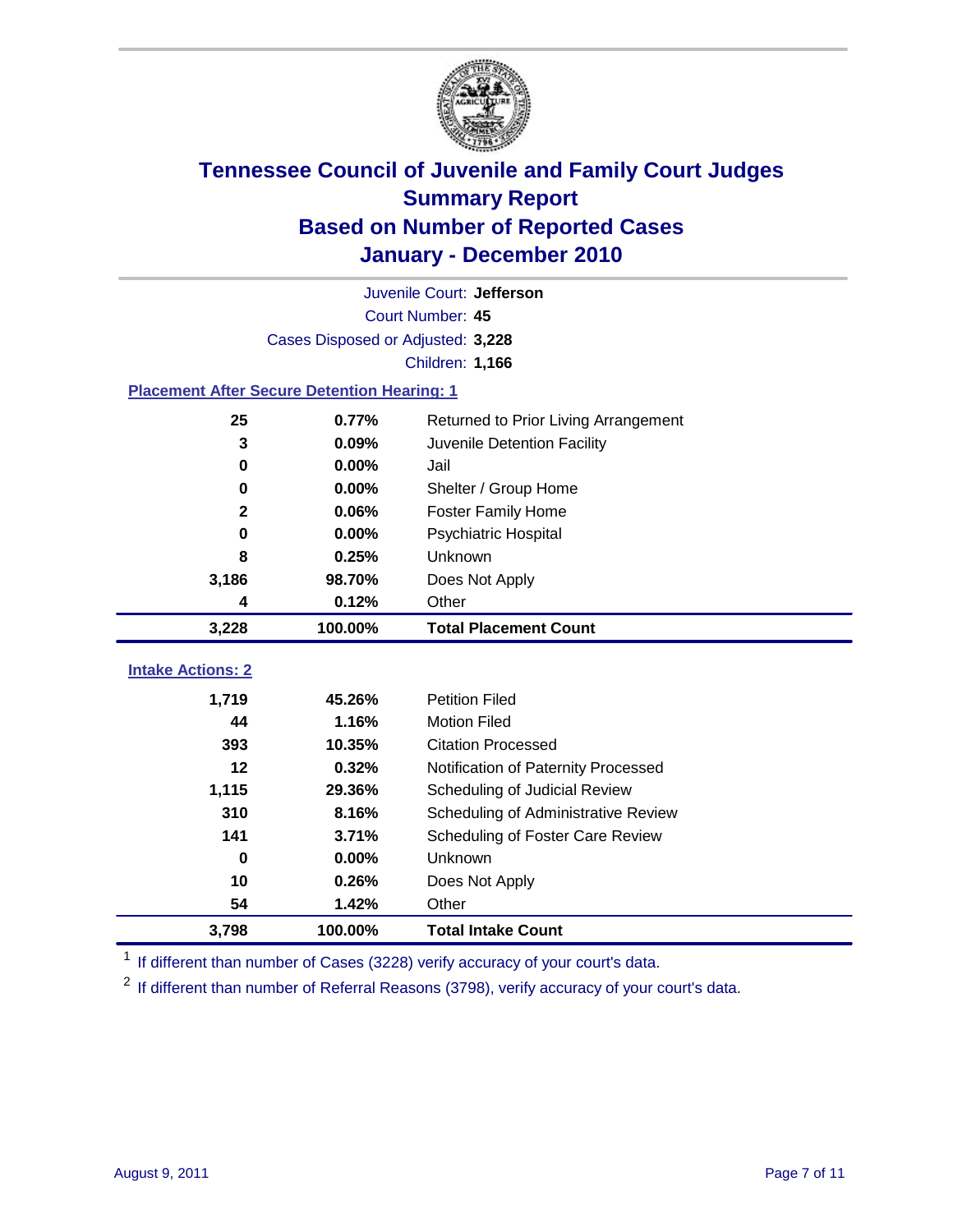# Tennessee Council of Juvenile and Family Court Judges
## Summary Report
## Based on Number of Reported Cases
## January - December 2010

Juvenile Court: **Jefferson**

Court Number: **45**

Cases Disposed or Adjusted: **3,228**

Children: **1,166**

### Placement After Secure Detention Hearing: 1

| | | |
|---|---|---|
| 25 | 0.77% | Returned to Prior Living Arrangement |
| 3 | 0.09% | Juvenile Detention Facility |
| 0 | 0.00% | Jail |
| 0 | 0.00% | Shelter / Group Home |
| 2 | 0.06% | Foster Family Home |
| 0 | 0.00% | Psychiatric Hospital |
| 8 | 0.25% | Unknown |
| 3,186 | 98.70% | Does Not Apply |
| 4 | 0.12% | Other |
| **3,228** | **100.00%** | **Total Placement Count** |

### Intake Actions: 2

| | | |
|---|---|---|
| 1,719 | 45.26% | Petition Filed |
| 44 | 1.16% | Motion Filed |
| 393 | 10.35% | Citation Processed |
| 12 | 0.32% | Notification of Paternity Processed |
| 1,115 | 29.36% | Scheduling of Judicial Review |
| 310 | 8.16% | Scheduling of Administrative Review |
| 141 | 3.71% | Scheduling of Foster Care Review |
| 0 | 0.00% | Unknown |
| 10 | 0.26% | Does Not Apply |
| 54 | 1.42% | Other |
| **3,798** | **100.00%** | **Total Intake Count** |

[1] If different than number of Cases (3228) verify accuracy of your court's data.

[2] If different than number of Referral Reasons (3798), verify accuracy of your court's data.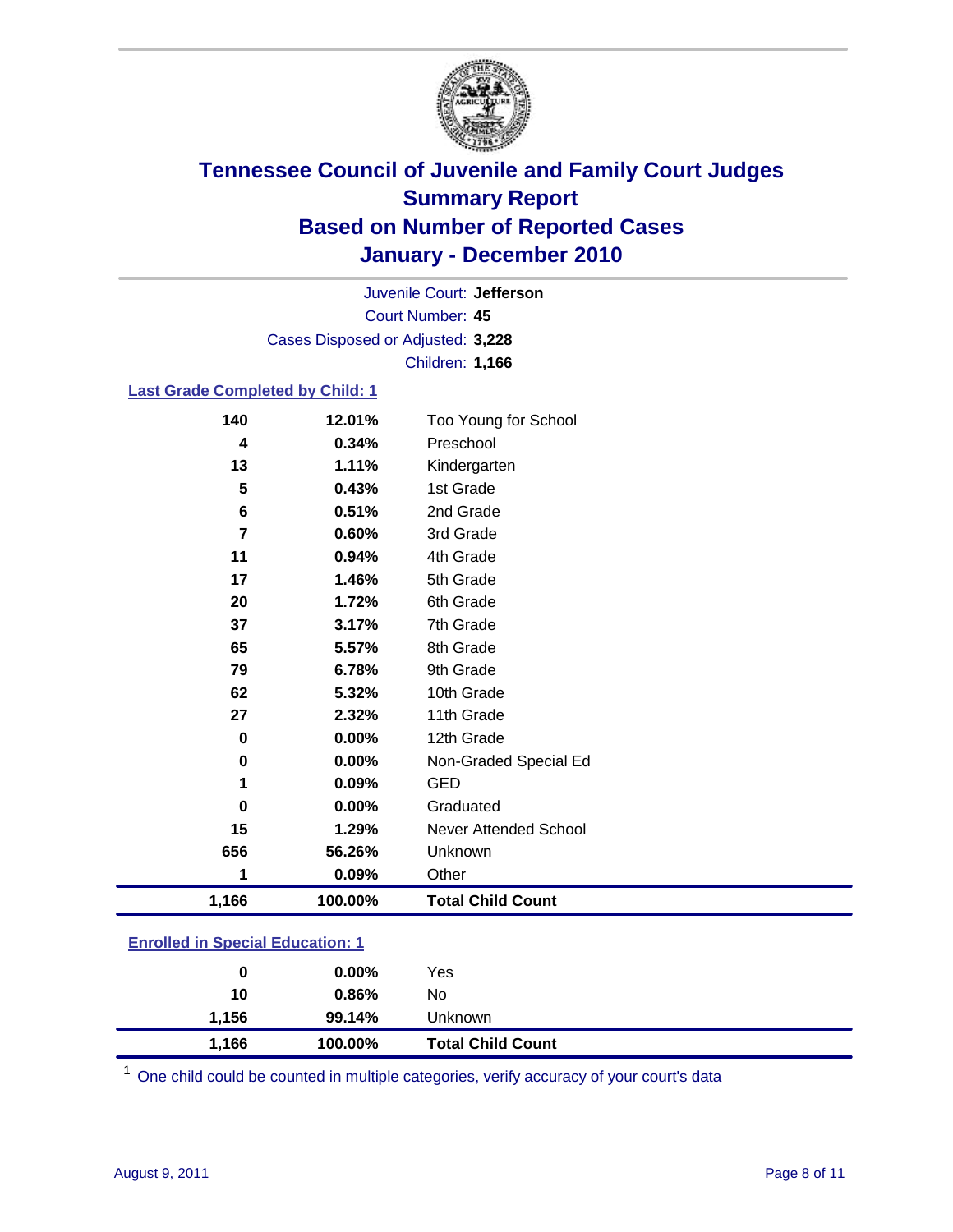# Tennessee Council of Juvenile and Family Court Judges
## Summary Report
## Based on Number of Reported Cases
## January - December 2010

Juvenile Court: **Jefferson**
Court Number: **45**
Cases Disposed or Adjusted: **3,228**
Children: **1,166**

### Last Grade Completed by Child: 1

| Count | Percent | Category |
|---|---|---|
| 140 | 12.01% | Too Young for School |
| 4 | 0.34% | Preschool |
| 13 | 1.11% | Kindergarten |
| 5 | 0.43% | 1st Grade |
| 6 | 0.51% | 2nd Grade |
| 7 | 0.60% | 3rd Grade |
| 11 | 0.94% | 4th Grade |
| 17 | 1.46% | 5th Grade |
| 20 | 1.72% | 6th Grade |
| 37 | 3.17% | 7th Grade |
| 65 | 5.57% | 8th Grade |
| 79 | 6.78% | 9th Grade |
| 62 | 5.32% | 10th Grade |
| 27 | 2.32% | 11th Grade |
| 0 | 0.00% | 12th Grade |
| 0 | 0.00% | Non-Graded Special Ed |
| 1 | 0.09% | GED |
| 0 | 0.00% | Graduated |
| 15 | 1.29% | Never Attended School |
| 656 | 56.26% | Unknown |
| 1 | 0.09% | Other |
| **1,166** | **100.00%** | **Total Child Count** |

### Enrolled in Special Education: 1

| Count | Percent | Category |
|---|---|---|
| 0 | 0.00% | Yes |
| 10 | 0.86% | No |
| 1,156 | 99.14% | Unknown |
| **1,166** | **100.00%** | **Total Child Count** |

[1] One child could be counted in multiple categories, verify accuracy of your court's data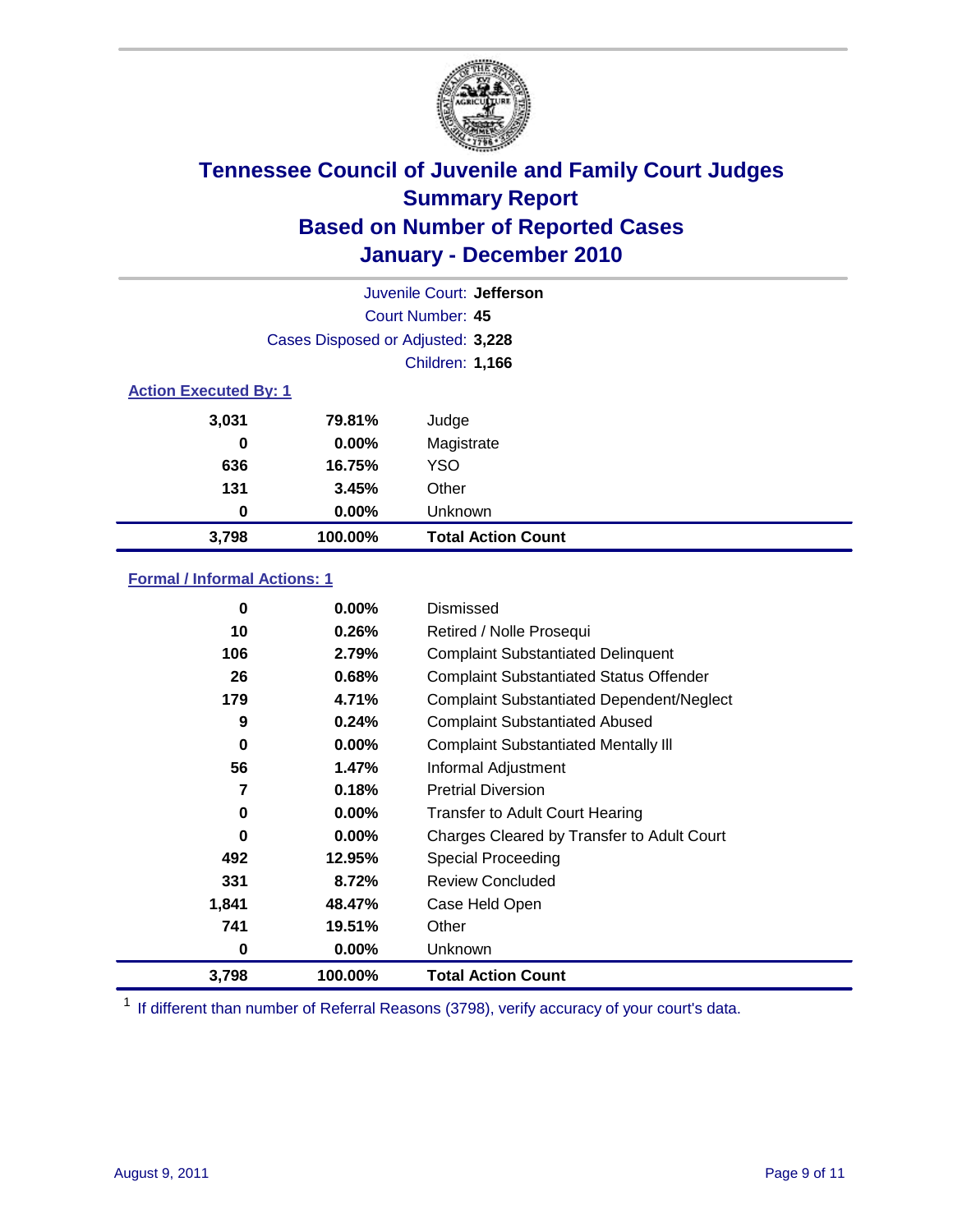# Tennessee Council of Juvenile and Family Court Judges
## Summary Report
## Based on Number of Reported Cases
## January - December 2010

Juvenile Court: **Jefferson**
Court Number: **45**
Cases Disposed or Adjusted: **3,228**
Children: **1,166**

### Action Executed By: 1

| | | |
|---|---|---|
| 3,031 | 79.81% | Judge |
| 0 | 0.00% | Magistrate |
| 636 | 16.75% | YSO |
| 131 | 3.45% | Other |
| 0 | 0.00% | Unknown |
| **3,798** | **100.00%** | **Total Action Count** |

### Formal / Informal Actions: 1

| | | |
|---|---|---|
| 0 | 0.00% | Dismissed |
| 10 | 0.26% | Retired / Nolle Prosequi |
| 106 | 2.79% | Complaint Substantiated Delinquent |
| 26 | 0.68% | Complaint Substantiated Status Offender |
| 179 | 4.71% | Complaint Substantiated Dependent/Neglect |
| 9 | 0.24% | Complaint Substantiated Abused |
| 0 | 0.00% | Complaint Substantiated Mentally Ill |
| 56 | 1.47% | Informal Adjustment |
| 7 | 0.18% | Pretrial Diversion |
| 0 | 0.00% | Transfer to Adult Court Hearing |
| 0 | 0.00% | Charges Cleared by Transfer to Adult Court |
| 492 | 12.95% | Special Proceeding |
| 331 | 8.72% | Review Concluded |
| 1,841 | 48.47% | Case Held Open |
| 741 | 19.51% | Other |
| 0 | 0.00% | Unknown |
| **3,798** | **100.00%** | **Total Action Count** |

[1] If different than number of Referral Reasons (3798), verify accuracy of your court's data.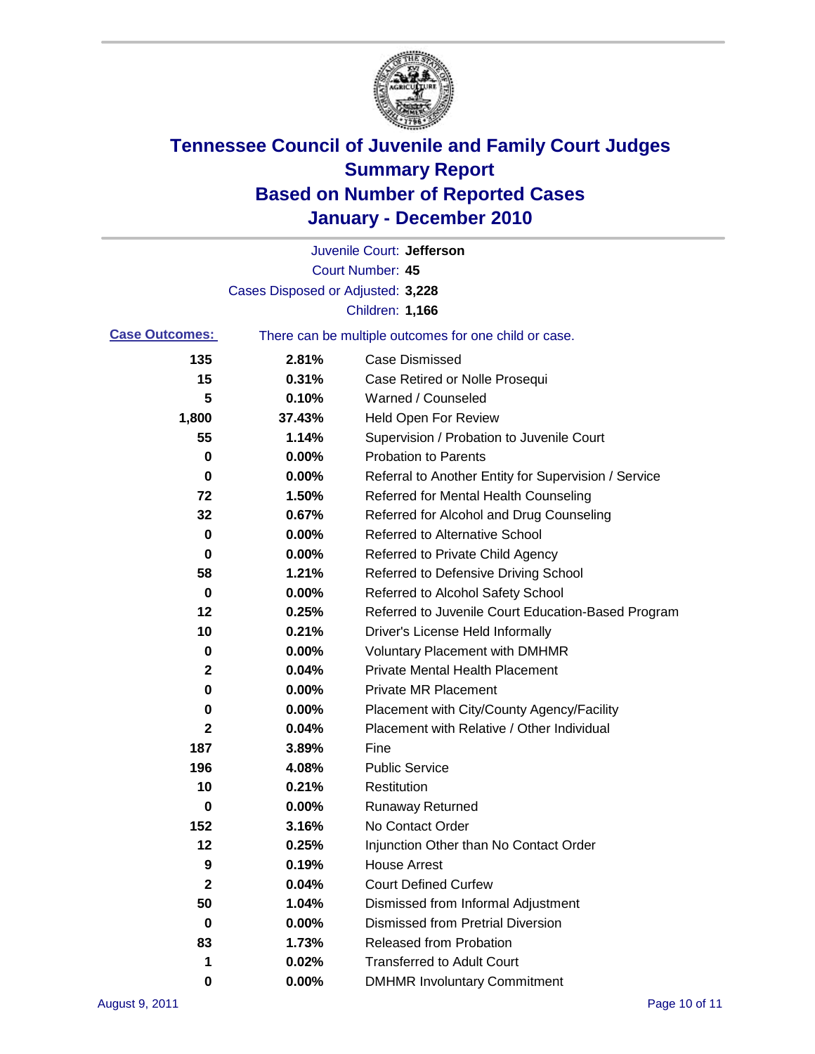# Tennessee Council of Juvenile and Family Court Judges
## Summary Report
## Based on Number of Reported Cases
## January - December 2010

Juvenile Court: **Jefferson**

Court Number: **45**

Cases Disposed or Adjusted: **3,228**

Children: **1,166**

**Case Outcomes:** There can be multiple outcomes for one child or case.

| Count | Percent | Outcome |
|---|---|---|
| 135 | 2.81% | Case Dismissed |
| 15 | 0.31% | Case Retired or Nolle Prosequi |
| 5 | 0.10% | Warned / Counseled |
| 1,800 | 37.43% | Held Open For Review |
| 55 | 1.14% | Supervision / Probation to Juvenile Court |
| 0 | 0.00% | Probation to Parents |
| 0 | 0.00% | Referral to Another Entity for Supervision / Service |
| 72 | 1.50% | Referred for Mental Health Counseling |
| 32 | 0.67% | Referred for Alcohol and Drug Counseling |
| 0 | 0.00% | Referred to Alternative School |
| 0 | 0.00% | Referred to Private Child Agency |
| 58 | 1.21% | Referred to Defensive Driving School |
| 0 | 0.00% | Referred to Alcohol Safety School |
| 12 | 0.25% | Referred to Juvenile Court Education-Based Program |
| 10 | 0.21% | Driver's License Held Informally |
| 0 | 0.00% | Voluntary Placement with DMHMR |
| 2 | 0.04% | Private Mental Health Placement |
| 0 | 0.00% | Private MR Placement |
| 0 | 0.00% | Placement with City/County Agency/Facility |
| 2 | 0.04% | Placement with Relative / Other Individual |
| 187 | 3.89% | Fine |
| 196 | 4.08% | Public Service |
| 10 | 0.21% | Restitution |
| 0 | 0.00% | Runaway Returned |
| 152 | 3.16% | No Contact Order |
| 12 | 0.25% | Injunction Other than No Contact Order |
| 9 | 0.19% | House Arrest |
| 2 | 0.04% | Court Defined Curfew |
| 50 | 1.04% | Dismissed from Informal Adjustment |
| 0 | 0.00% | Dismissed from Pretrial Diversion |
| 83 | 1.73% | Released from Probation |
| 1 | 0.02% | Transferred to Adult Court |
| 0 | 0.00% | DMHMR Involuntary Commitment |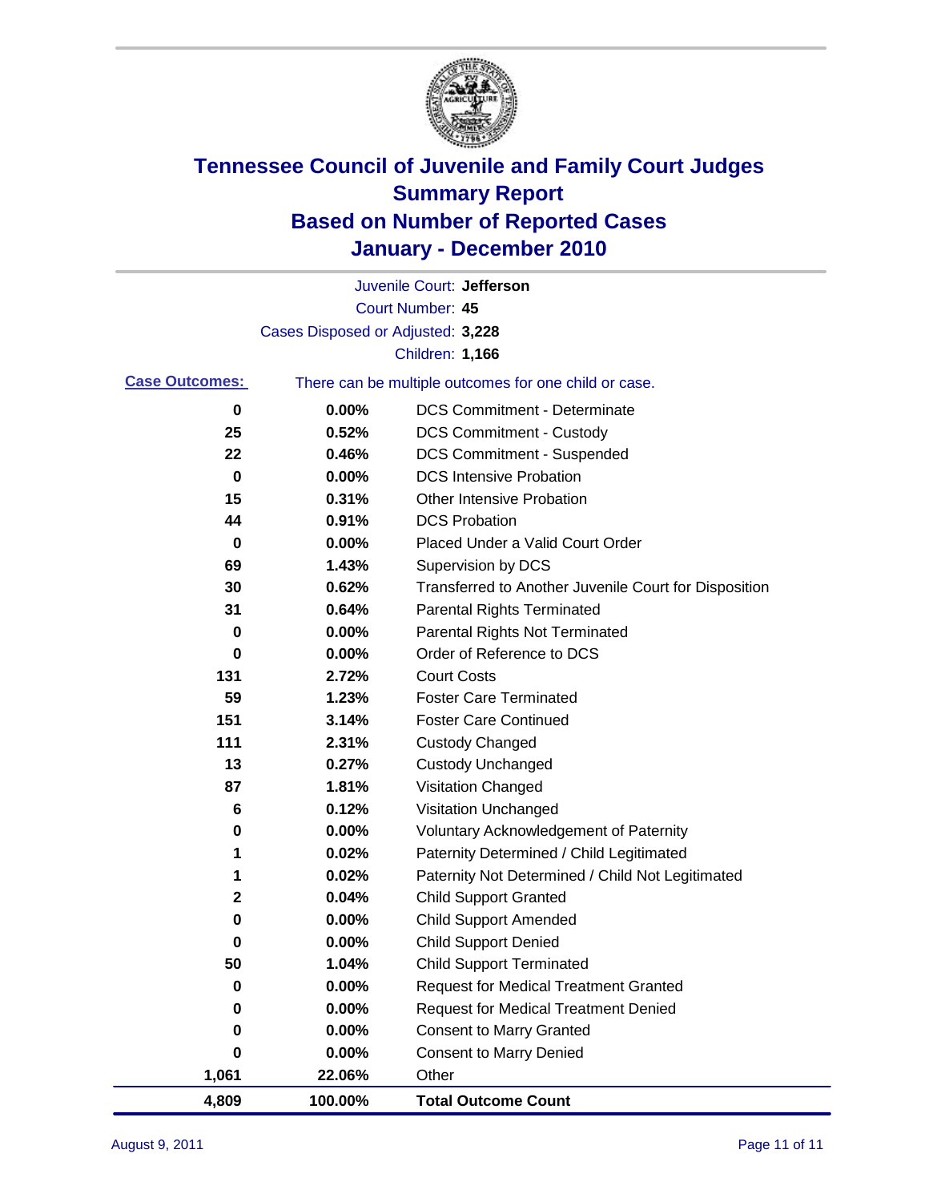# Tennessee Council of Juvenile and Family Court Judges
# Summary Report
# Based on Number of Reported Cases
# January - December 2010

Juvenile Court: **Jefferson**

Court Number: **45**

Cases Disposed or Adjusted: **3,228**

Children: **1,166**

**Case Outcomes:** There can be multiple outcomes for one child or case.

| | | |
|---|---|---|
| 0 | 0.00% | DCS Commitment - Determinate |
| 25 | 0.52% | DCS Commitment - Custody |
| 22 | 0.46% | DCS Commitment - Suspended |
| 0 | 0.00% | DCS Intensive Probation |
| 15 | 0.31% | Other Intensive Probation |
| 44 | 0.91% | DCS Probation |
| 0 | 0.00% | Placed Under a Valid Court Order |
| 69 | 1.43% | Supervision by DCS |
| 30 | 0.62% | Transferred to Another Juvenile Court for Disposition |
| 31 | 0.64% | Parental Rights Terminated |
| 0 | 0.00% | Parental Rights Not Terminated |
| 0 | 0.00% | Order of Reference to DCS |
| 131 | 2.72% | Court Costs |
| 59 | 1.23% | Foster Care Terminated |
| 151 | 3.14% | Foster Care Continued |
| 111 | 2.31% | Custody Changed |
| 13 | 0.27% | Custody Unchanged |
| 87 | 1.81% | Visitation Changed |
| 6 | 0.12% | Visitation Unchanged |
| 0 | 0.00% | Voluntary Acknowledgement of Paternity |
| 1 | 0.02% | Paternity Determined / Child Legitimated |
| 1 | 0.02% | Paternity Not Determined / Child Not Legitimated |
| 2 | 0.04% | Child Support Granted |
| 0 | 0.00% | Child Support Amended |
| 0 | 0.00% | Child Support Denied |
| 50 | 1.04% | Child Support Terminated |
| 0 | 0.00% | Request for Medical Treatment Granted |
| 0 | 0.00% | Request for Medical Treatment Denied |
| 0 | 0.00% | Consent to Marry Granted |
| 0 | 0.00% | Consent to Marry Denied |
| 1,061 | 22.06% | Other |
| **4,809** | **100.00%** | **Total Outcome Count** |